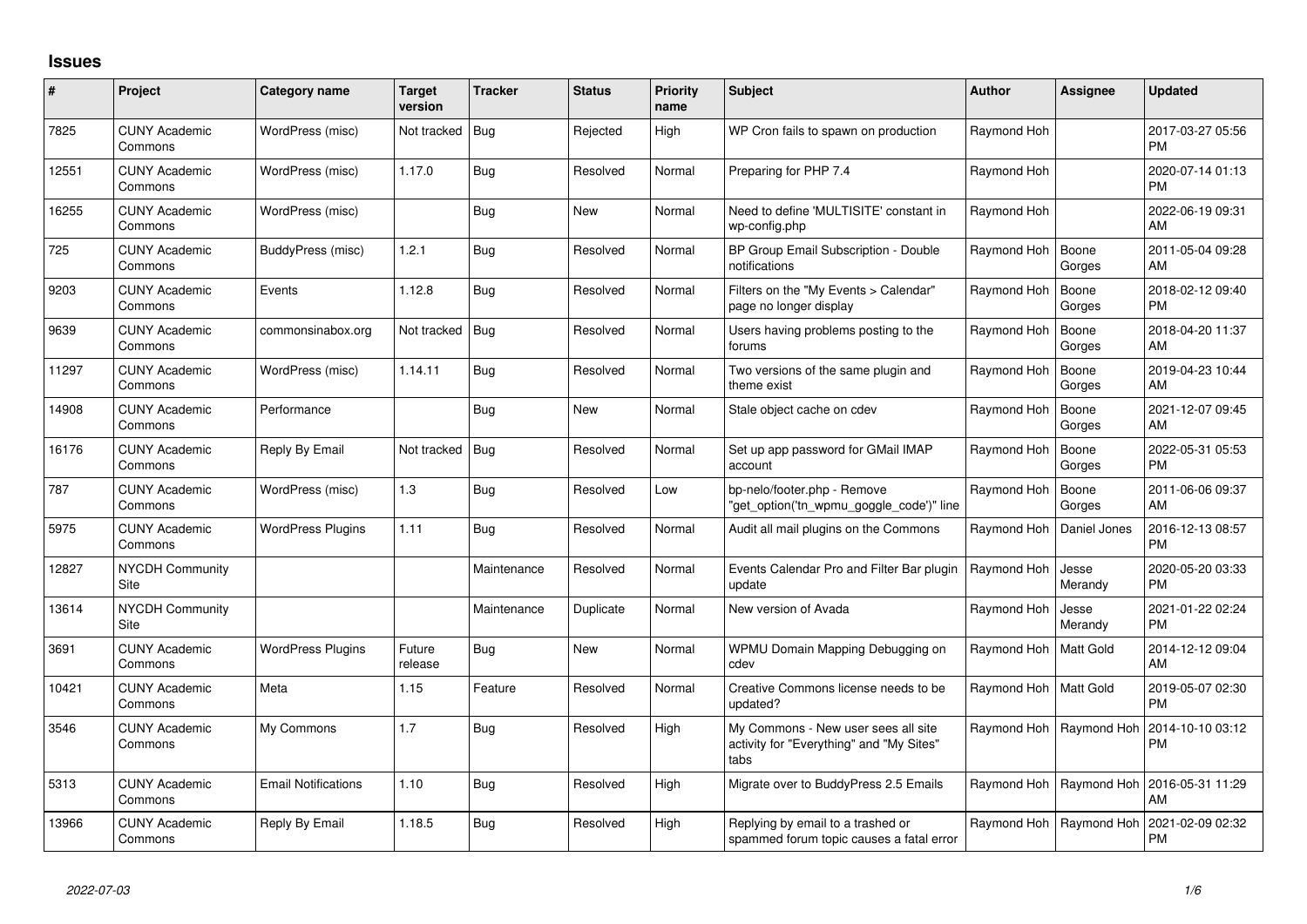## Issues

| # | Project | Category name | Target version | Tracker | Status | Priority name | Subject | Author | Assignee | Updated |
|---|---|---|---|---|---|---|---|---|---|---|
| 7825 | CUNY Academic Commons | WordPress (misc) | Not tracked | Bug | Rejected | High | WP Cron fails to spawn on production | Raymond Hoh | | 2017-03-27 05:56 PM |
| 12551 | CUNY Academic Commons | WordPress (misc) | 1.17.0 | Bug | Resolved | Normal | Preparing for PHP 7.4 | Raymond Hoh | | 2020-07-14 01:13 PM |
| 16255 | CUNY Academic Commons | WordPress (misc) | | Bug | New | Normal | Need to define 'MULTISITE' constant in wp-config.php | Raymond Hoh | | 2022-06-19 09:31 AM |
| 725 | CUNY Academic Commons | BuddyPress (misc) | 1.2.1 | Bug | Resolved | Normal | BP Group Email Subscription - Double notifications | Raymond Hoh | Boone Gorges | 2011-05-04 09:28 AM |
| 9203 | CUNY Academic Commons | Events | 1.12.8 | Bug | Resolved | Normal | Filters on the "My Events > Calendar" page no longer display | Raymond Hoh | Boone Gorges | 2018-02-12 09:40 PM |
| 9639 | CUNY Academic Commons | commonsinabox.org | Not tracked | Bug | Resolved | Normal | Users having problems posting to the forums | Raymond Hoh | Boone Gorges | 2018-04-20 11:37 AM |
| 11297 | CUNY Academic Commons | WordPress (misc) | 1.14.11 | Bug | Resolved | Normal | Two versions of the same plugin and theme exist | Raymond Hoh | Boone Gorges | 2019-04-23 10:44 AM |
| 14908 | CUNY Academic Commons | Performance | | Bug | New | Normal | Stale object cache on cdev | Raymond Hoh | Boone Gorges | 2021-12-07 09:45 AM |
| 16176 | CUNY Academic Commons | Reply By Email | Not tracked | Bug | Resolved | Normal | Set up app password for GMail IMAP account | Raymond Hoh | Boone Gorges | 2022-05-31 05:53 PM |
| 787 | CUNY Academic Commons | WordPress (misc) | 1.3 | Bug | Resolved | Low | bp-nelo/footer.php - Remove "get_option('tn_wpmu_goggle_code')" line | Raymond Hoh | Boone Gorges | 2011-06-06 09:37 AM |
| 5975 | CUNY Academic Commons | WordPress Plugins | 1.11 | Bug | Resolved | Normal | Audit all mail plugins on the Commons | Raymond Hoh | Daniel Jones | 2016-12-13 08:57 PM |
| 12827 | NYCDH Community Site | | | Maintenance | Resolved | Normal | Events Calendar Pro and Filter Bar plugin update | Raymond Hoh | Jesse Merandy | 2020-05-20 03:33 PM |
| 13614 | NYCDH Community Site | | | Maintenance | Duplicate | Normal | New version of Avada | Raymond Hoh | Jesse Merandy | 2021-01-22 02:24 PM |
| 3691 | CUNY Academic Commons | WordPress Plugins | Future release | Bug | New | Normal | WPMU Domain Mapping Debugging on cdev | Raymond Hoh | Matt Gold | 2014-12-12 09:04 AM |
| 10421 | CUNY Academic Commons | Meta | 1.15 | Feature | Resolved | Normal | Creative Commons license needs to be updated? | Raymond Hoh | Matt Gold | 2019-05-07 02:30 PM |
| 3546 | CUNY Academic Commons | My Commons | 1.7 | Bug | Resolved | High | My Commons - New user sees all site activity for "Everything" and "My Sites" tabs | Raymond Hoh | Raymond Hoh | 2014-10-10 03:12 PM |
| 5313 | CUNY Academic Commons | Email Notifications | 1.10 | Bug | Resolved | High | Migrate over to BuddyPress 2.5 Emails | Raymond Hoh | Raymond Hoh | 2016-05-31 11:29 AM |
| 13966 | CUNY Academic Commons | Reply By Email | 1.18.5 | Bug | Resolved | High | Replying by email to a trashed or spammed forum topic causes a fatal error | Raymond Hoh | Raymond Hoh | 2021-02-09 02:32 PM |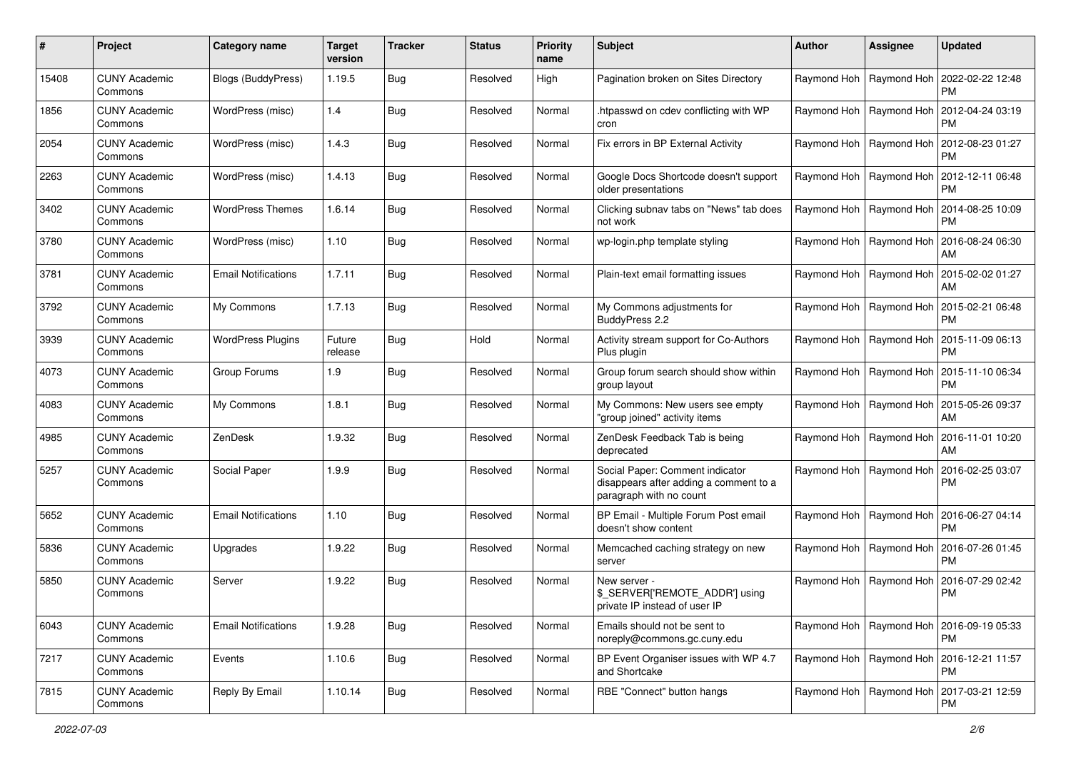| # | Project | Category name | Target version | Tracker | Status | Priority name | Subject | Author | Assignee | Updated |
|---|---|---|---|---|---|---|---|---|---|---|
| 15408 | CUNY Academic Commons | Blogs (BuddyPress) | 1.19.5 | Bug | Resolved | High | Pagination broken on Sites Directory | Raymond Hoh | Raymond Hoh | 2022-02-22 12:48 PM |
| 1856 | CUNY Academic Commons | WordPress (misc) | 1.4 | Bug | Resolved | Normal | .htpasswd on cdev conflicting with WP cron | Raymond Hoh | Raymond Hoh | 2012-04-24 03:19 PM |
| 2054 | CUNY Academic Commons | WordPress (misc) | 1.4.3 | Bug | Resolved | Normal | Fix errors in BP External Activity | Raymond Hoh | Raymond Hoh | 2012-08-23 01:27 PM |
| 2263 | CUNY Academic Commons | WordPress (misc) | 1.4.13 | Bug | Resolved | Normal | Google Docs Shortcode doesn't support older presentations | Raymond Hoh | Raymond Hoh | 2012-12-11 06:48 PM |
| 3402 | CUNY Academic Commons | WordPress Themes | 1.6.14 | Bug | Resolved | Normal | Clicking subnav tabs on "News" tab does not work | Raymond Hoh | Raymond Hoh | 2014-08-25 10:09 PM |
| 3780 | CUNY Academic Commons | WordPress (misc) | 1.10 | Bug | Resolved | Normal | wp-login.php template styling | Raymond Hoh | Raymond Hoh | 2016-08-24 06:30 AM |
| 3781 | CUNY Academic Commons | Email Notifications | 1.7.11 | Bug | Resolved | Normal | Plain-text email formatting issues | Raymond Hoh | Raymond Hoh | 2015-02-02 01:27 AM |
| 3792 | CUNY Academic Commons | My Commons | 1.7.13 | Bug | Resolved | Normal | My Commons adjustments for BuddyPress 2.2 | Raymond Hoh | Raymond Hoh | 2015-02-21 06:48 PM |
| 3939 | CUNY Academic Commons | WordPress Plugins | Future release | Bug | Hold | Normal | Activity stream support for Co-Authors Plus plugin | Raymond Hoh | Raymond Hoh | 2015-11-09 06:13 PM |
| 4073 | CUNY Academic Commons | Group Forums | 1.9 | Bug | Resolved | Normal | Group forum search should show within group layout | Raymond Hoh | Raymond Hoh | 2015-11-10 06:34 PM |
| 4083 | CUNY Academic Commons | My Commons | 1.8.1 | Bug | Resolved | Normal | My Commons: New users see empty "group joined" activity items | Raymond Hoh | Raymond Hoh | 2015-05-26 09:37 AM |
| 4985 | CUNY Academic Commons | ZenDesk | 1.9.32 | Bug | Resolved | Normal | ZenDesk Feedback Tab is being deprecated | Raymond Hoh | Raymond Hoh | 2016-11-01 10:20 AM |
| 5257 | CUNY Academic Commons | Social Paper | 1.9.9 | Bug | Resolved | Normal | Social Paper: Comment indicator disappears after adding a comment to a paragraph with no count | Raymond Hoh | Raymond Hoh | 2016-02-25 03:07 PM |
| 5652 | CUNY Academic Commons | Email Notifications | 1.10 | Bug | Resolved | Normal | BP Email - Multiple Forum Post email doesn't show content | Raymond Hoh | Raymond Hoh | 2016-06-27 04:14 PM |
| 5836 | CUNY Academic Commons | Upgrades | 1.9.22 | Bug | Resolved | Normal | Memcached caching strategy on new server | Raymond Hoh | Raymond Hoh | 2016-07-26 01:45 PM |
| 5850 | CUNY Academic Commons | Server | 1.9.22 | Bug | Resolved | Normal | New server - $_SERVER['REMOTE_ADDR'] using private IP instead of user IP | Raymond Hoh | Raymond Hoh | 2016-07-29 02:42 PM |
| 6043 | CUNY Academic Commons | Email Notifications | 1.9.28 | Bug | Resolved | Normal | Emails should not be sent to noreply@commons.gc.cuny.edu | Raymond Hoh | Raymond Hoh | 2016-09-19 05:33 PM |
| 7217 | CUNY Academic Commons | Events | 1.10.6 | Bug | Resolved | Normal | BP Event Organiser issues with WP 4.7 and Shortcake | Raymond Hoh | Raymond Hoh | 2016-12-21 11:57 PM |
| 7815 | CUNY Academic Commons | Reply By Email | 1.10.14 | Bug | Resolved | Normal | RBE "Connect" button hangs | Raymond Hoh | Raymond Hoh | 2017-03-21 12:59 PM |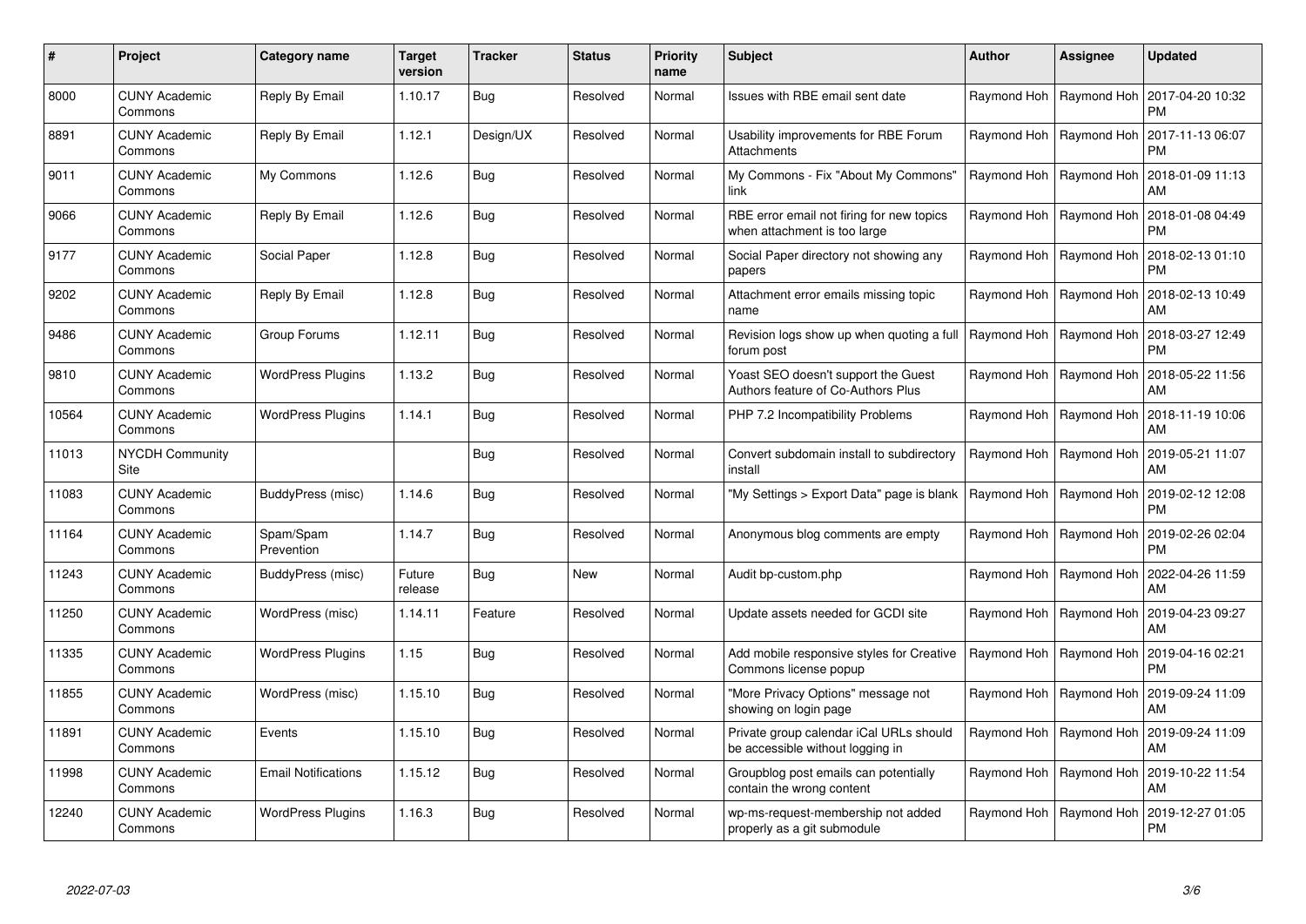| # | Project | Category name | Target version | Tracker | Status | Priority name | Subject | Author | Assignee | Updated |
|---|---|---|---|---|---|---|---|---|---|---|
| 8000 | CUNY Academic Commons | Reply By Email | 1.10.17 | Bug | Resolved | Normal | Issues with RBE email sent date | Raymond Hoh | Raymond Hoh | 2017-04-20 10:32 PM |
| 8891 | CUNY Academic Commons | Reply By Email | 1.12.1 | Design/UX | Resolved | Normal | Usability improvements for RBE Forum Attachments | Raymond Hoh | Raymond Hoh | 2017-11-13 06:07 PM |
| 9011 | CUNY Academic Commons | My Commons | 1.12.6 | Bug | Resolved | Normal | My Commons - Fix "About My Commons" link | Raymond Hoh | Raymond Hoh | 2018-01-09 11:13 AM |
| 9066 | CUNY Academic Commons | Reply By Email | 1.12.6 | Bug | Resolved | Normal | RBE error email not firing for new topics when attachment is too large | Raymond Hoh | Raymond Hoh | 2018-01-08 04:49 PM |
| 9177 | CUNY Academic Commons | Social Paper | 1.12.8 | Bug | Resolved | Normal | Social Paper directory not showing any papers | Raymond Hoh | Raymond Hoh | 2018-02-13 01:10 PM |
| 9202 | CUNY Academic Commons | Reply By Email | 1.12.8 | Bug | Resolved | Normal | Attachment error emails missing topic name | Raymond Hoh | Raymond Hoh | 2018-02-13 10:49 AM |
| 9486 | CUNY Academic Commons | Group Forums | 1.12.11 | Bug | Resolved | Normal | Revision logs show up when quoting a full forum post | Raymond Hoh | Raymond Hoh | 2018-03-27 12:49 PM |
| 9810 | CUNY Academic Commons | WordPress Plugins | 1.13.2 | Bug | Resolved | Normal | Yoast SEO doesn't support the Guest Authors feature of Co-Authors Plus | Raymond Hoh | Raymond Hoh | 2018-05-22 11:56 AM |
| 10564 | CUNY Academic Commons | WordPress Plugins | 1.14.1 | Bug | Resolved | Normal | PHP 7.2 Incompatibility Problems | Raymond Hoh | Raymond Hoh | 2018-11-19 10:06 AM |
| 11013 | NYCDH Community Site | | | Bug | Resolved | Normal | Convert subdomain install to subdirectory install | Raymond Hoh | Raymond Hoh | 2019-05-21 11:07 AM |
| 11083 | CUNY Academic Commons | BuddyPress (misc) | 1.14.6 | Bug | Resolved | Normal | "My Settings > Export Data" page is blank | Raymond Hoh | Raymond Hoh | 2019-02-12 12:08 PM |
| 11164 | CUNY Academic Commons | Spam/Spam Prevention | 1.14.7 | Bug | Resolved | Normal | Anonymous blog comments are empty | Raymond Hoh | Raymond Hoh | 2019-02-26 02:04 PM |
| 11243 | CUNY Academic Commons | BuddyPress (misc) | Future release | Bug | New | Normal | Audit bp-custom.php | Raymond Hoh | Raymond Hoh | 2022-04-26 11:59 AM |
| 11250 | CUNY Academic Commons | WordPress (misc) | 1.14.11 | Feature | Resolved | Normal | Update assets needed for GCDI site | Raymond Hoh | Raymond Hoh | 2019-04-23 09:27 AM |
| 11335 | CUNY Academic Commons | WordPress Plugins | 1.15 | Bug | Resolved | Normal | Add mobile responsive styles for Creative Commons license popup | Raymond Hoh | Raymond Hoh | 2019-04-16 02:21 PM |
| 11855 | CUNY Academic Commons | WordPress (misc) | 1.15.10 | Bug | Resolved | Normal | "More Privacy Options" message not showing on login page | Raymond Hoh | Raymond Hoh | 2019-09-24 11:09 AM |
| 11891 | CUNY Academic Commons | Events | 1.15.10 | Bug | Resolved | Normal | Private group calendar iCal URLs should be accessible without logging in | Raymond Hoh | Raymond Hoh | 2019-09-24 11:09 AM |
| 11998 | CUNY Academic Commons | Email Notifications | 1.15.12 | Bug | Resolved | Normal | Groupblog post emails can potentially contain the wrong content | Raymond Hoh | Raymond Hoh | 2019-10-22 11:54 AM |
| 12240 | CUNY Academic Commons | WordPress Plugins | 1.16.3 | Bug | Resolved | Normal | wp-ms-request-membership not added properly as a git submodule | Raymond Hoh | Raymond Hoh | 2019-12-27 01:05 PM |

*2022-07-03*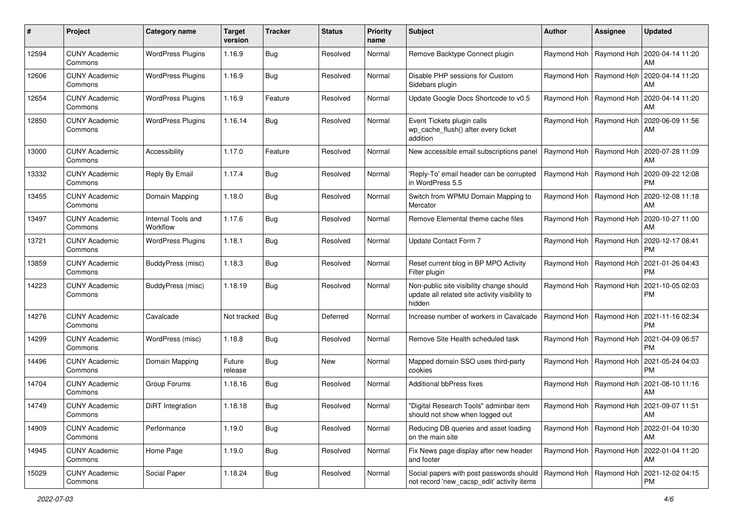| # | Project | Category name | Target version | Tracker | Status | Priority name | Subject | Author | Assignee | Updated |
|---|---|---|---|---|---|---|---|---|---|---|
| 12594 | CUNY Academic Commons | WordPress Plugins | 1.16.9 | Bug | Resolved | Normal | Remove Backtype Connect plugin | Raymond Hoh | Raymond Hoh | 2020-04-14 11:20 AM |
| 12606 | CUNY Academic Commons | WordPress Plugins | 1.16.9 | Bug | Resolved | Normal | Disable PHP sessions for Custom Sidebars plugin | Raymond Hoh | Raymond Hoh | 2020-04-14 11:20 AM |
| 12654 | CUNY Academic Commons | WordPress Plugins | 1.16.9 | Feature | Resolved | Normal | Update Google Docs Shortcode to v0.5 | Raymond Hoh | Raymond Hoh | 2020-04-14 11:20 AM |
| 12850 | CUNY Academic Commons | WordPress Plugins | 1.16.14 | Bug | Resolved | Normal | Event Tickets plugin calls wp_cache_flush() after every ticket addition | Raymond Hoh | Raymond Hoh | 2020-06-09 11:56 AM |
| 13000 | CUNY Academic Commons | Accessibility | 1.17.0 | Feature | Resolved | Normal | New accessible email subscriptions panel | Raymond Hoh | Raymond Hoh | 2020-07-28 11:09 AM |
| 13332 | CUNY Academic Commons | Reply By Email | 1.17.4 | Bug | Resolved | Normal | 'Reply-To' email header can be corrupted in WordPress 5.5 | Raymond Hoh | Raymond Hoh | 2020-09-22 12:08 PM |
| 13455 | CUNY Academic Commons | Domain Mapping | 1.18.0 | Bug | Resolved | Normal | Switch from WPMU Domain Mapping to Mercator | Raymond Hoh | Raymond Hoh | 2020-12-08 11:18 AM |
| 13497 | CUNY Academic Commons | Internal Tools and Workflow | 1.17.6 | Bug | Resolved | Normal | Remove Elemental theme cache files | Raymond Hoh | Raymond Hoh | 2020-10-27 11:00 AM |
| 13721 | CUNY Academic Commons | WordPress Plugins | 1.18.1 | Bug | Resolved | Normal | Update Contact Form 7 | Raymond Hoh | Raymond Hoh | 2020-12-17 08:41 PM |
| 13859 | CUNY Academic Commons | BuddyPress (misc) | 1.18.3 | Bug | Resolved | Normal | Reset current blog in BP MPO Activity Filter plugin | Raymond Hoh | Raymond Hoh | 2021-01-26 04:43 PM |
| 14223 | CUNY Academic Commons | BuddyPress (misc) | 1.18.19 | Bug | Resolved | Normal | Non-public site visibility change should update all related site activity visibility to hidden | Raymond Hoh | Raymond Hoh | 2021-10-05 02:03 PM |
| 14276 | CUNY Academic Commons | Cavalcade | Not tracked | Bug | Deferred | Normal | Increase number of workers in Cavalcade | Raymond Hoh | Raymond Hoh | 2021-11-16 02:34 PM |
| 14299 | CUNY Academic Commons | WordPress (misc) | 1.18.8 | Bug | Resolved | Normal | Remove Site Health scheduled task | Raymond Hoh | Raymond Hoh | 2021-04-09 06:57 PM |
| 14496 | CUNY Academic Commons | Domain Mapping | Future release | Bug | New | Normal | Mapped domain SSO uses third-party cookies | Raymond Hoh | Raymond Hoh | 2021-05-24 04:03 PM |
| 14704 | CUNY Academic Commons | Group Forums | 1.18.16 | Bug | Resolved | Normal | Additional bbPress fixes | Raymond Hoh | Raymond Hoh | 2021-08-10 11:16 AM |
| 14749 | CUNY Academic Commons | DiRT Integration | 1.18.18 | Bug | Resolved | Normal | "Digital Research Tools" adminbar item should not show when logged out | Raymond Hoh | Raymond Hoh | 2021-09-07 11:51 AM |
| 14909 | CUNY Academic Commons | Performance | 1.19.0 | Bug | Resolved | Normal | Reducing DB queries and asset loading on the main site | Raymond Hoh | Raymond Hoh | 2022-01-04 10:30 AM |
| 14945 | CUNY Academic Commons | Home Page | 1.19.0 | Bug | Resolved | Normal | Fix News page display after new header and footer | Raymond Hoh | Raymond Hoh | 2022-01-04 11:20 AM |
| 15029 | CUNY Academic Commons | Social Paper | 1.18.24 | Bug | Resolved | Normal | Social papers with post passwords should not record 'new_cacsp_edit' activity items | Raymond Hoh | Raymond Hoh | 2021-12-02 04:15 PM |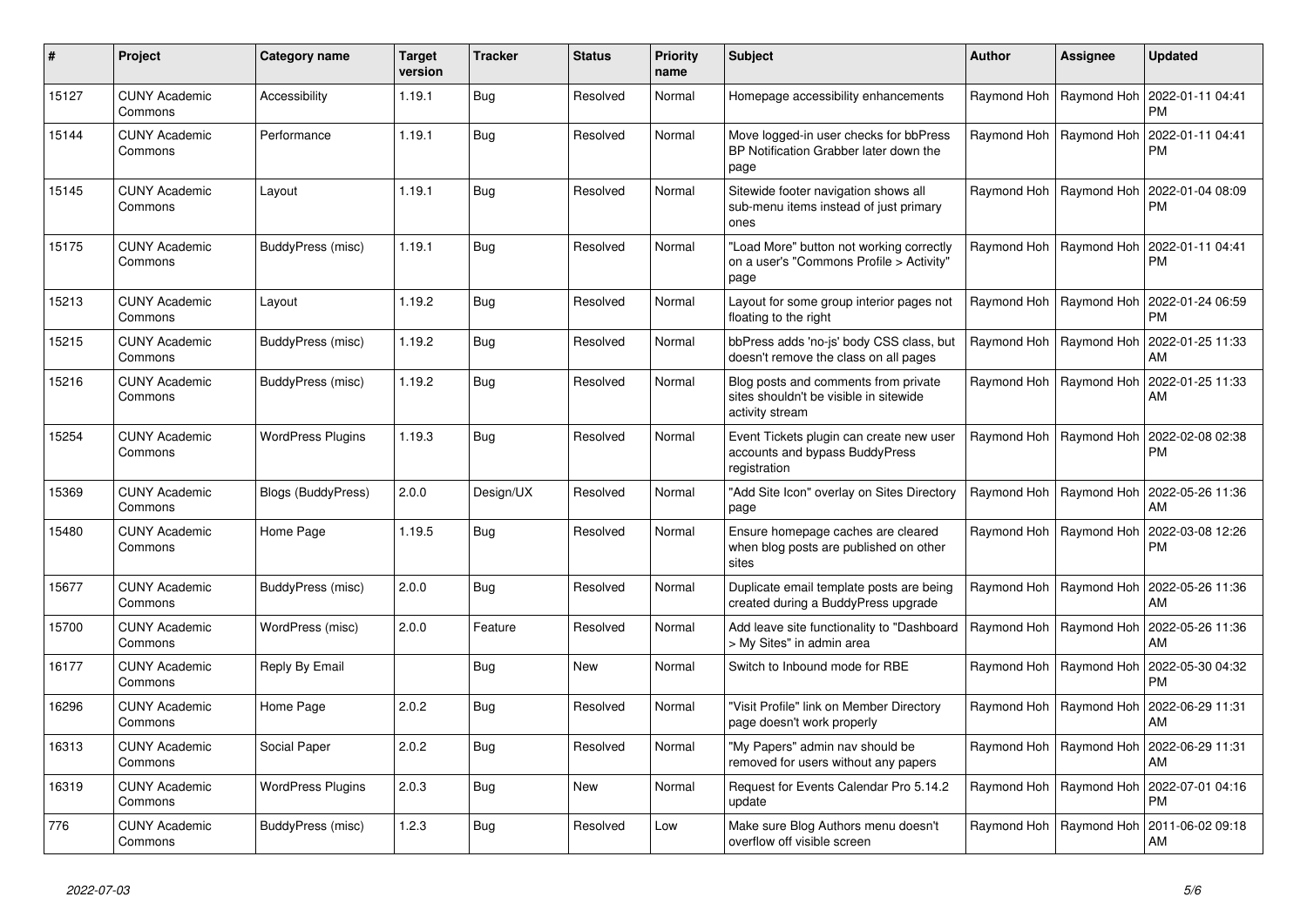| # | Project | Category name | Target version | Tracker | Status | Priority name | Subject | Author | Assignee | Updated |
|---|---|---|---|---|---|---|---|---|---|---|
| 15127 | CUNY Academic Commons | Accessibility | 1.19.1 | Bug | Resolved | Normal | Homepage accessibility enhancements | Raymond Hoh | Raymond Hoh | 2022-01-11 04:41 PM |
| 15144 | CUNY Academic Commons | Performance | 1.19.1 | Bug | Resolved | Normal | Move logged-in user checks for bbPress BP Notification Grabber later down the page | Raymond Hoh | Raymond Hoh | 2022-01-11 04:41 PM |
| 15145 | CUNY Academic Commons | Layout | 1.19.1 | Bug | Resolved | Normal | Sitewide footer navigation shows all sub-menu items instead of just primary ones | Raymond Hoh | Raymond Hoh | 2022-01-04 08:09 PM |
| 15175 | CUNY Academic Commons | BuddyPress (misc) | 1.19.1 | Bug | Resolved | Normal | "Load More" button not working correctly on a user's "Commons Profile > Activity" page | Raymond Hoh | Raymond Hoh | 2022-01-11 04:41 PM |
| 15213 | CUNY Academic Commons | Layout | 1.19.2 | Bug | Resolved | Normal | Layout for some group interior pages not floating to the right | Raymond Hoh | Raymond Hoh | 2022-01-24 06:59 PM |
| 15215 | CUNY Academic Commons | BuddyPress (misc) | 1.19.2 | Bug | Resolved | Normal | bbPress adds 'no-js' body CSS class, but doesn't remove the class on all pages | Raymond Hoh | Raymond Hoh | 2022-01-25 11:33 AM |
| 15216 | CUNY Academic Commons | BuddyPress (misc) | 1.19.2 | Bug | Resolved | Normal | Blog posts and comments from private sites shouldn't be visible in sitewide activity stream | Raymond Hoh | Raymond Hoh | 2022-01-25 11:33 AM |
| 15254 | CUNY Academic Commons | WordPress Plugins | 1.19.3 | Bug | Resolved | Normal | Event Tickets plugin can create new user accounts and bypass BuddyPress registration | Raymond Hoh | Raymond Hoh | 2022-02-08 02:38 PM |
| 15369 | CUNY Academic Commons | Blogs (BuddyPress) | 2.0.0 | Design/UX | Resolved | Normal | "Add Site Icon" overlay on Sites Directory page | Raymond Hoh | Raymond Hoh | 2022-05-26 11:36 AM |
| 15480 | CUNY Academic Commons | Home Page | 1.19.5 | Bug | Resolved | Normal | Ensure homepage caches are cleared when blog posts are published on other sites | Raymond Hoh | Raymond Hoh | 2022-03-08 12:26 PM |
| 15677 | CUNY Academic Commons | BuddyPress (misc) | 2.0.0 | Bug | Resolved | Normal | Duplicate email template posts are being created during a BuddyPress upgrade | Raymond Hoh | Raymond Hoh | 2022-05-26 11:36 AM |
| 15700 | CUNY Academic Commons | WordPress (misc) | 2.0.0 | Feature | Resolved | Normal | Add leave site functionality to "Dashboard > My Sites" in admin area | Raymond Hoh | Raymond Hoh | 2022-05-26 11:36 AM |
| 16177 | CUNY Academic Commons | Reply By Email | | Bug | New | Normal | Switch to Inbound mode for RBE | Raymond Hoh | Raymond Hoh | 2022-05-30 04:32 PM |
| 16296 | CUNY Academic Commons | Home Page | 2.0.2 | Bug | Resolved | Normal | "Visit Profile" link on Member Directory page doesn't work properly | Raymond Hoh | Raymond Hoh | 2022-06-29 11:31 AM |
| 16313 | CUNY Academic Commons | Social Paper | 2.0.2 | Bug | Resolved | Normal | "My Papers" admin nav should be removed for users without any papers | Raymond Hoh | Raymond Hoh | 2022-06-29 11:31 AM |
| 16319 | CUNY Academic Commons | WordPress Plugins | 2.0.3 | Bug | New | Normal | Request for Events Calendar Pro 5.14.2 update | Raymond Hoh | Raymond Hoh | 2022-07-01 04:16 PM |
| 776 | CUNY Academic Commons | BuddyPress (misc) | 1.2.3 | Bug | Resolved | Low | Make sure Blog Authors menu doesn't overflow off visible screen | Raymond Hoh | Raymond Hoh | 2011-06-02 09:18 AM |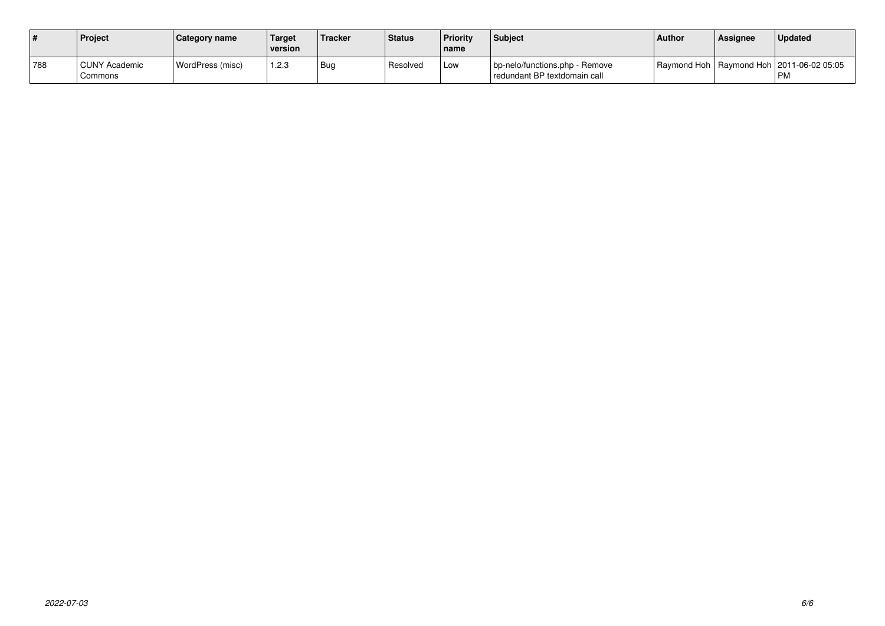| # | Project | Category name | Target version | Tracker | Status | Priority name | Subject | Author | Assignee | Updated |
|---|---|---|---|---|---|---|---|---|---|---|
| 788 | CUNY Academic Commons | WordPress (misc) | 1.2.3 | Bug | Resolved | Low | bp-nelo/functions.php - Remove redundant BP textdomain call | Raymond Hoh | Raymond Hoh | 2011-06-02 05:05 PM |